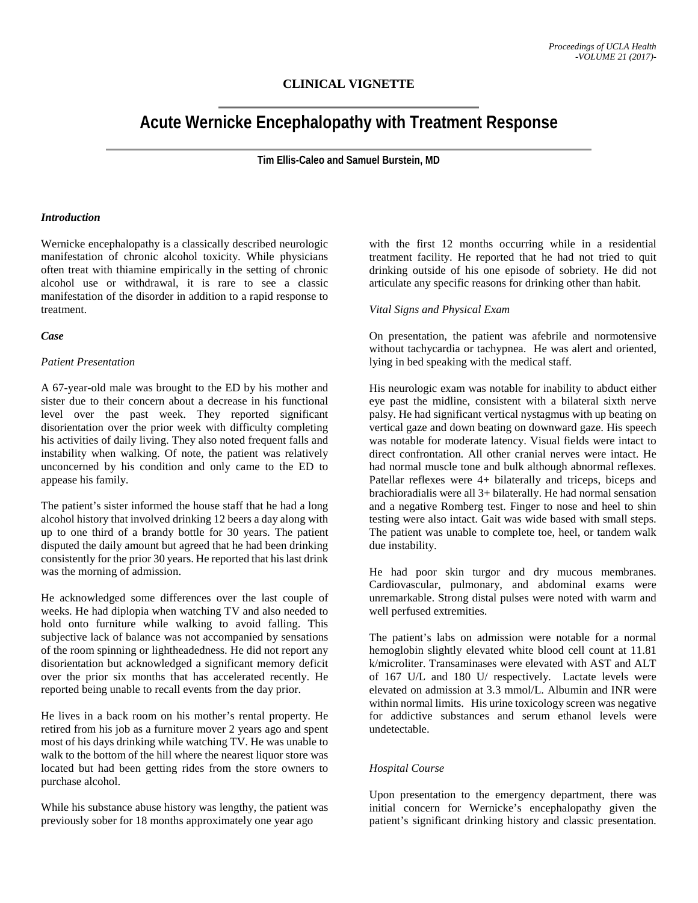**CLINICAL VIGNETTE**

# Acute Wernicke Encephalopathy with Treatment Response

**Tim Ellis-Caleo and Samuel Burstein, MD**

### *Introduction*

Wernicke encephalopathy is a classically described neurologic manifestation of chronic alcohol toxicity. While physicians often treat with thiamine empirically in the setting of chronic alcohol use or withdrawal, it is rare to see a classic manifestation of the disorder in addition to a rapid response to treatment.

### *Case*

#### *Patient Presentation*

A 67-year-old male was brought to the ED by his mother and sister due to their concern about a decrease in his functional level over the past week. They reported significant disorientation over the prior week with difficulty completing his activities of daily living. They also noted frequent falls and instability when walking. Of note, the patient was relatively unconcerned by his condition and only came to the ED to appease his family.

The patient's sister informed the house staff that he had a long alcohol history that involved drinking 12 beers a day along with up to one third of a brandy bottle for 30 years. The patient disputed the daily amount but agreed that he had been drinking consistently for the prior 30 years. He reported that his last drink was the morning of admission.

He acknowledged some differences over the last couple of weeks. He had diplopia when watching TV and also needed to hold onto furniture while walking to avoid falling. This subjective lack of balance was not accompanied by sensations of the room spinning or lightheadedness. He did not report any disorientation but acknowledged a significant memory deficit over the prior six months that has accelerated recently. He reported being unable to recall events from the day prior.

He lives in a back room on his mother's rental property. He retired from his job as a furniture mover 2 years ago and spent most of his days drinking while watching TV. He was unable to walk to the bottom of the hill where the nearest liquor store was located but had been getting rides from the store owners to purchase alcohol.

While his substance abuse history was lengthy, the patient was previously sober for 18 months approximately one year ago with the first 12 months occurring while in a residential treatment facility. He reported that he had not tried to quit drinking outside of his one episode of sobriety. He did not articulate any specific reasons for drinking other than habit.

#### *Vital Signs and Physical Exam*

On presentation, the patient was afebrile and normotensive without tachycardia or tachypnea. He was alert and oriented, lying in bed speaking with the medical staff.

His neurologic exam was notable for inability to abduct either eye past the midline, consistent with a bilateral sixth nerve palsy. He had significant vertical nystagmus with up beating on vertical gaze and down beating on downward gaze. His speech was notable for moderate latency. Visual fields were intact to direct confrontation. All other cranial nerves were intact. He had normal muscle tone and bulk although abnormal reflexes. Patellar reflexes were 4+ bilaterally and triceps, biceps and brachioradialis were all 3+ bilaterally. He had normal sensation and a negative Romberg test. Finger to nose and heel to shin testing were also intact. Gait was wide based with small steps. The patient was unable to complete toe, heel, or tandem walk due instability.

He had poor skin turgor and dry mucous membranes. Cardiovascular, pulmonary, and abdominal exams were unremarkable. Strong distal pulses were noted with warm and well perfused extremities.

The patient's labs on admission were notable for a normal hemoglobin slightly elevated white blood cell count at 11.81 k/microliter. Transaminases were elevated with AST and ALT of 167 U/L and 180 U/ respectively. Lactate levels were elevated on admission at 3.3 mmol/L. Albumin and INR were within normal limits. His urine toxicology screen was negative for addictive substances and serum ethanol levels were undetectable.

#### *Hospital Course*

Upon presentation to the emergency department, there was initial concern for Wernicke's encephalopathy given the patient's significant drinking history and classic presentation.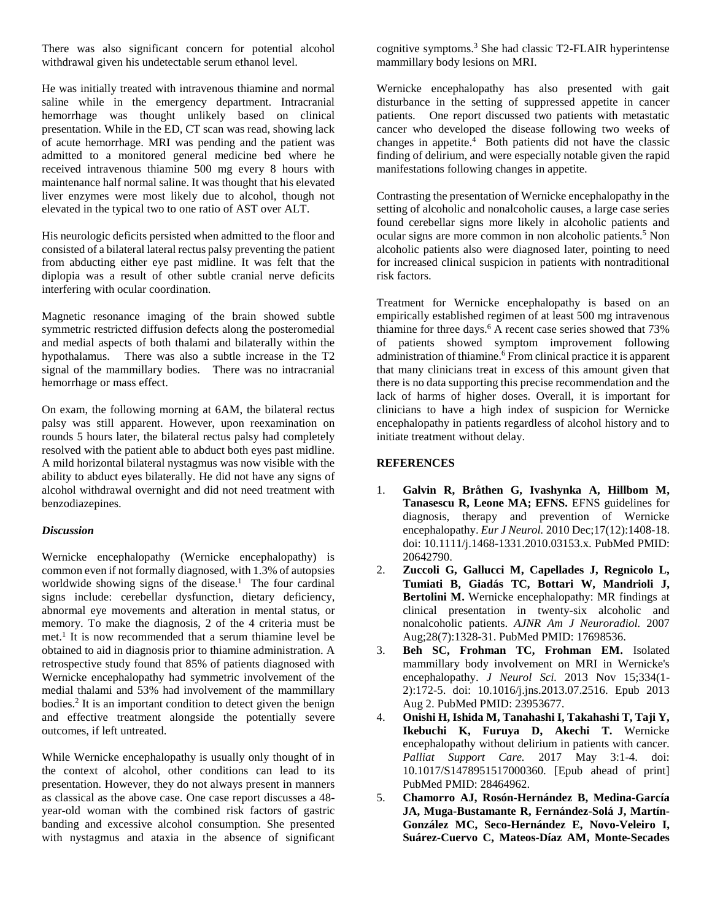There was also significant concern for potential alcohol withdrawal given his undetectable serum ethanol level.

He was initially treated with intravenous thiamine and normal saline while in the emergency department. Intracranial hemorrhage was thought unlikely based on clinical presentation. While in the ED, CT scan was read, showing lack of acute hemorrhage. MRI was pending and the patient was admitted to a monitored general medicine bed where he received intravenous thiamine 500 mg every 8 hours with maintenance half normal saline. It was thought that his elevated liver enzymes were most likely due to alcohol, though not elevated in the typical two to one ratio of AST over ALT.

His neurologic deficits persisted when admitted to the floor and consisted of a bilateral lateral rectus palsy preventing the patient from abducting either eye past midline. It was felt that the diplopia was a result of other subtle cranial nerve deficits interfering with ocular coordination.

Magnetic resonance imaging of the brain showed subtle symmetric restricted diffusion defects along the posteromedial and medial aspects of both thalami and bilaterally within the hypothalamus. There was also a subtle increase in the T2 signal of the mammillary bodies. There was no intracranial hemorrhage or mass effect.

On exam, the following morning at 6AM, the bilateral rectus palsy was still apparent. However, upon reexamination on rounds 5 hours later, the bilateral rectus palsy had completely resolved with the patient able to abduct both eyes past midline. A mild horizontal bilateral nystagmus was now visible with the ability to abduct eyes bilaterally. He did not have any signs of alcohol withdrawal overnight and did not need treatment with benzodiazepines.

### *Discussion*

Wernicke encephalopathy (Wernicke encephalopathy) is common even if not formally diagnosed, with 1.3% of autopsies worldwide showing signs of the disease.[1] The four cardinal signs include: cerebellar dysfunction, dietary deficiency, abnormal eye movements and alteration in mental status, or memory. To make the diagnosis, 2 of the 4 criteria must be met.[1] It is now recommended that a serum thiamine level be obtained to aid in diagnosis prior to thiamine administration. A retrospective study found that 85% of patients diagnosed with Wernicke encephalopathy had symmetric involvement of the medial thalami and 53% had involvement of the mammillary bodies.[2] It is an important condition to detect given the benign and effective treatment alongside the potentially severe outcomes, if left untreated.

While Wernicke encephalopathy is usually only thought of in the context of alcohol, other conditions can lead to its presentation. However, they do not always present in manners as classical as the above case. One case report discusses a 48-year-old woman with the combined risk factors of gastric banding and excessive alcohol consumption. She presented with nystagmus and ataxia in the absence of significant cognitive symptoms.[3] She had classic T2-FLAIR hyperintense mammillary body lesions on MRI.

Wernicke encephalopathy has also presented with gait disturbance in the setting of suppressed appetite in cancer patients. One report discussed two patients with metastatic cancer who developed the disease following two weeks of changes in appetite.[4] Both patients did not have the classic finding of delirium, and were especially notable given the rapid manifestations following changes in appetite.

Contrasting the presentation of Wernicke encephalopathy in the setting of alcoholic and nonalcoholic causes, a large case series found cerebellar signs more likely in alcoholic patients and ocular signs are more common in non alcoholic patients.[5] Non alcoholic patients also were diagnosed later, pointing to need for increased clinical suspicion in patients with nontraditional risk factors.

Treatment for Wernicke encephalopathy is based on an empirically established regimen of at least 500 mg intravenous thiamine for three days.[6] A recent case series showed that 73% of patients showed symptom improvement following administration of thiamine.[6] From clinical practice it is apparent that many clinicians treat in excess of this amount given that there is no data supporting this precise recommendation and the lack of harms of higher doses. Overall, it is important for clinicians to have a high index of suspicion for Wernicke encephalopathy in patients regardless of alcohol history and to initiate treatment without delay.

## REFERENCES

1. **Galvin R, Bråthen G, Ivashynka A, Hillbom M, Tanasescu R, Leone MA; EFNS.** EFNS guidelines for diagnosis, therapy and prevention of Wernicke encephalopathy. *Eur J Neurol.* 2010 Dec;17(12):1408-18. doi: 10.1111/j.1468-1331.2010.03153.x. PubMed PMID: 20642790.
2. **Zuccoli G, Gallucci M, Capellades J, Regnicolo L, Tumiati B, Giadás TC, Bottari W, Mandrioli J, Bertolini M.** Wernicke encephalopathy: MR findings at clinical presentation in twenty-six alcoholic and nonalcoholic patients. *AJNR Am J Neuroradiol.* 2007 Aug;28(7):1328-31. PubMed PMID: 17698536.
3. **Beh SC, Frohman TC, Frohman EM.** Isolated mammillary body involvement on MRI in Wernicke's encephalopathy. *J Neurol Sci.* 2013 Nov 15;334(1-2):172-5. doi: 10.1016/j.jns.2013.07.2516. Epub 2013 Aug 2. PubMed PMID: 23953677.
4. **Onishi H, Ishida M, Tanahashi I, Takahashi T, Taji Y, Ikebuchi K, Furuya D, Akechi T.** Wernicke encephalopathy without delirium in patients with cancer. *Palliat Support Care.* 2017 May 3:1-4. doi: 10.1017/S1478951517000360. [Epub ahead of print] PubMed PMID: 28464962.
5. **Chamorro AJ, Rosón-Hernández B, Medina-García JA, Muga-Bustamante R, Fernández-Solá J, Martín-González MC, Seco-Hernández E, Novo-Veleiro I, Suárez-Cuervo C, Mateos-Díaz AM, Monte-Secades**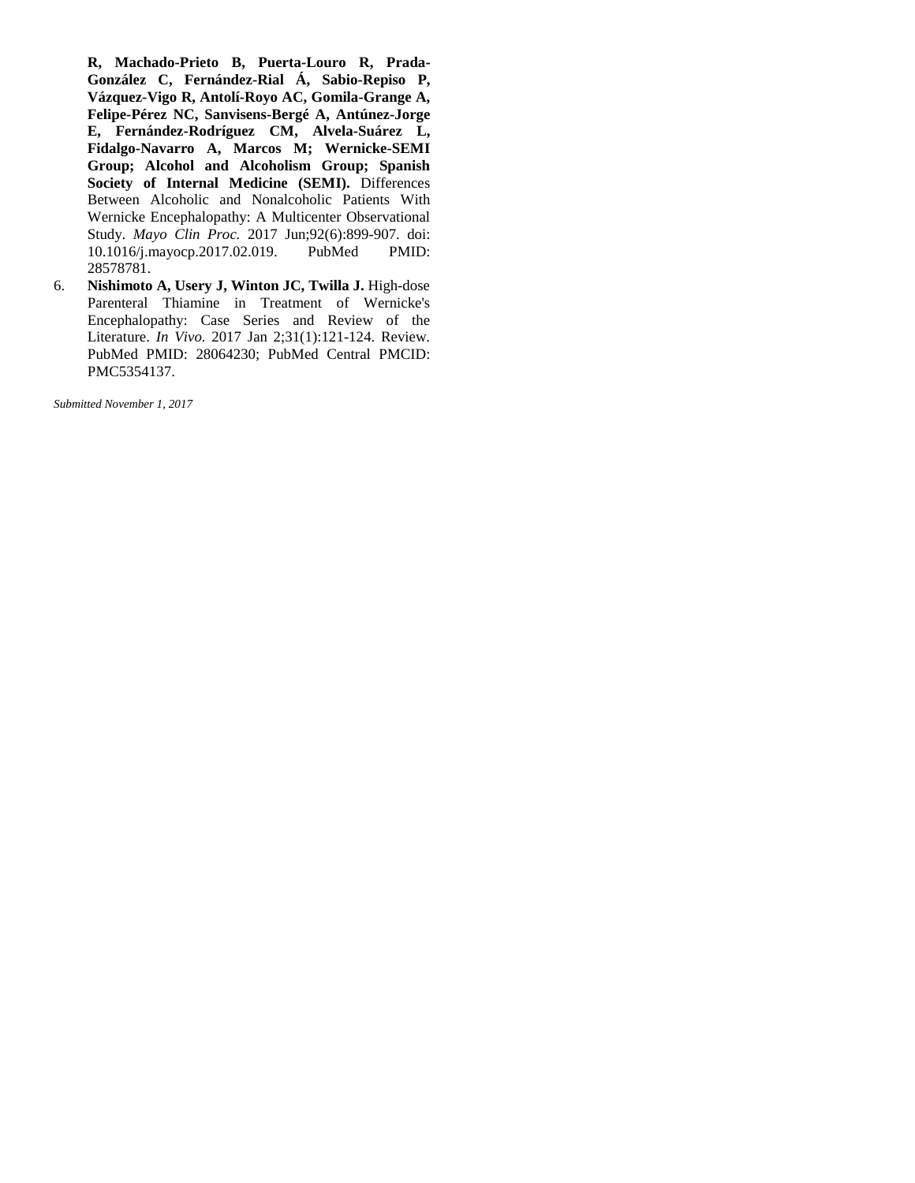**R, Machado-Prieto B, Puerta-Louro R, Prada-González C, Fernández-Rial Á, Sabio-Repiso P, Vázquez-Vigo R, Antolí-Royo AC, Gomila-Grange A, Felipe-Pérez NC, Sanvisens-Bergé A, Antúnez-Jorge E, Fernández-Rodríguez CM, Alvela-Suárez L, Fidalgo-Navarro A, Marcos M; Wernicke-SEMI Group; Alcohol and Alcoholism Group; Spanish Society of Internal Medicine (SEMI).** Differences Between Alcoholic and Nonalcoholic Patients With Wernicke Encephalopathy: A Multicenter Observational Study. *Mayo Clin Proc.* 2017 Jun;92(6):899-907. doi: 10.1016/j.mayocp.2017.02.019. PubMed PMID: 28578781.

6. **Nishimoto A, Usery J, Winton JC, Twilla J.** High-dose Parenteral Thiamine in Treatment of Wernicke's Encephalopathy: Case Series and Review of the Literature. *In Vivo.* 2017 Jan 2;31(1):121-124. Review. PubMed PMID: 28064230; PubMed Central PMCID: PMC5354137.

*Submitted November 1, 2017*